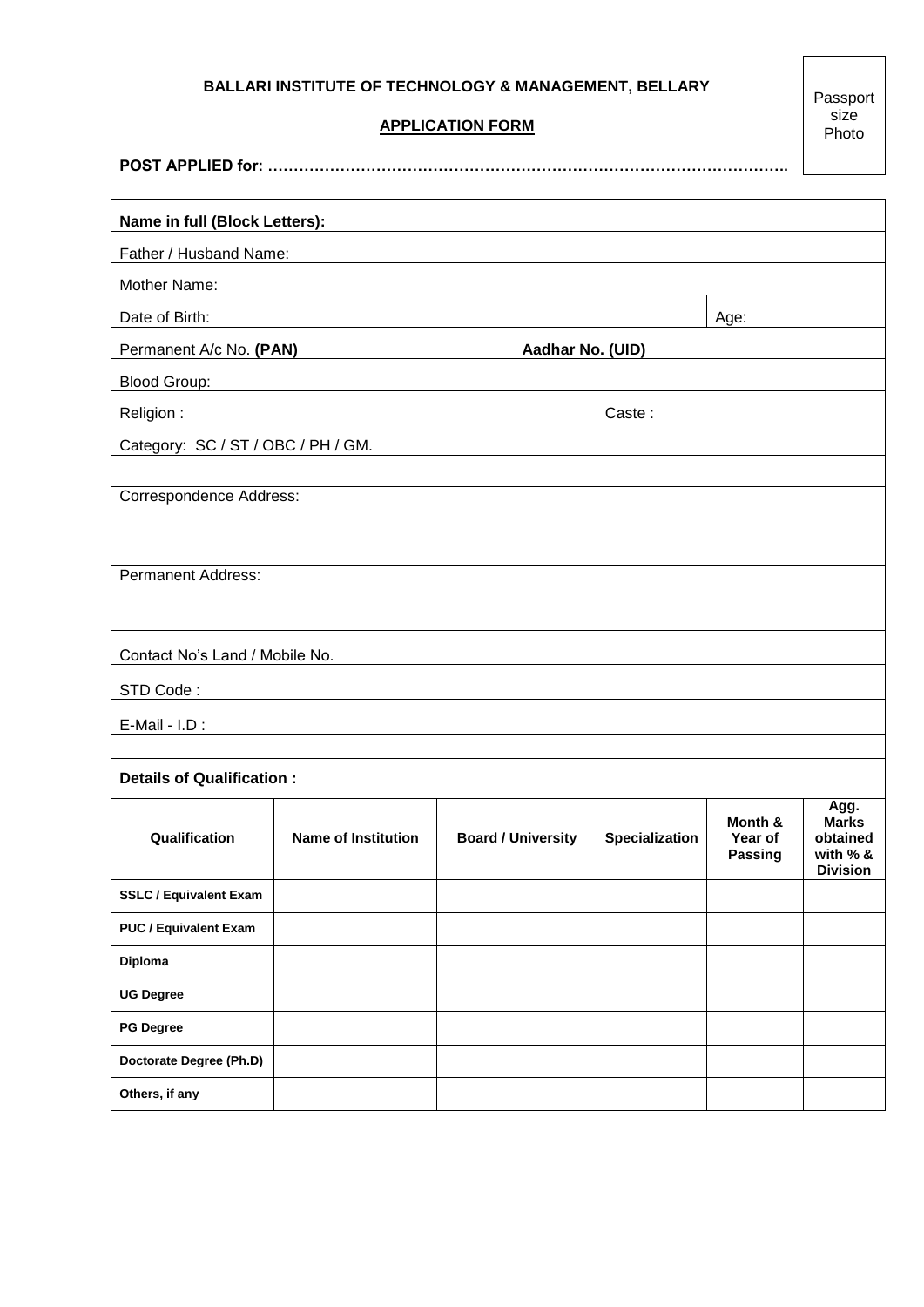**BALLARI INSTITUTE OF TECHNOLOGY & MANAGEMENT, BELLARY**

**APPLICATION FORM**

Passport size Photo

**POST APPLIED for: ……………………………………………………………………………………….**

**Name in full (Block Letters):**

Father / Husband Name:

Mother Name:

Date of Birth: Age:

Permanent A/c No. **(PAN)** **Aadhar No. (UID)**

Blood Group:

Religion : Caste :

Category: SC / ST / OBC / PH / GM.

Correspondence Address:

Permanent Address:

Contact No's Land / Mobile No.

STD Code :

E-Mail - I.D :

**Details of Qualification :**

| Qualification | Name of Institution | Board / University | Specialization | Month & Year of Passing | Agg. Marks obtained with % & Division |
|---|---|---|---|---|---|
| **SSLC / Equivalent Exam** | | | | | |
| **PUC / Equivalent Exam** | | | | | |
| **Diploma** | | | | | |
| **UG Degree** | | | | | |
| **PG Degree** | | | | | |
| **Doctorate Degree (Ph.D)** | | | | | |
| **Others, if any** | | | | | |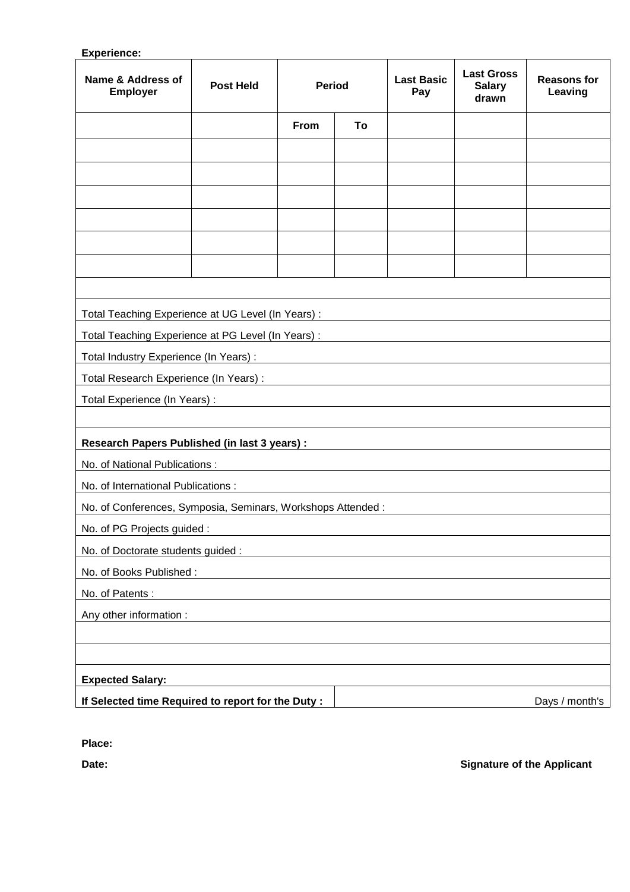**Experience:**

| Name & Address of Employer | Post Held | Period | | Last Basic Pay | Last Gross Salary drawn | Reasons for Leaving |
|---|---|---|---|---|---|---|
| | | From | To | | | |
| | | | | | | |
| | | | | | | |
| | | | | | | |
| | | | | | | |
| | | | | | | |
| | | | | | | |

Total Teaching Experience at UG Level (In Years) :

Total Teaching Experience at PG Level (In Years) :

Total Industry Experience (In Years) :

Total Research Experience (In Years) :

Total Experience (In Years) :

**Research Papers Published (in last 3 years) :**

No. of National Publications :

No. of International Publications :

No. of Conferences, Symposia, Seminars, Workshops Attended :

No. of PG Projects guided :

No. of Doctorate students guided :

No. of Books Published :

No. of Patents :

Any other information :

**Expected Salary:**

**If Selected time Required to report for the Duty :** Days / month's

**Place:**

**Date:** **Signature of the Applicant**